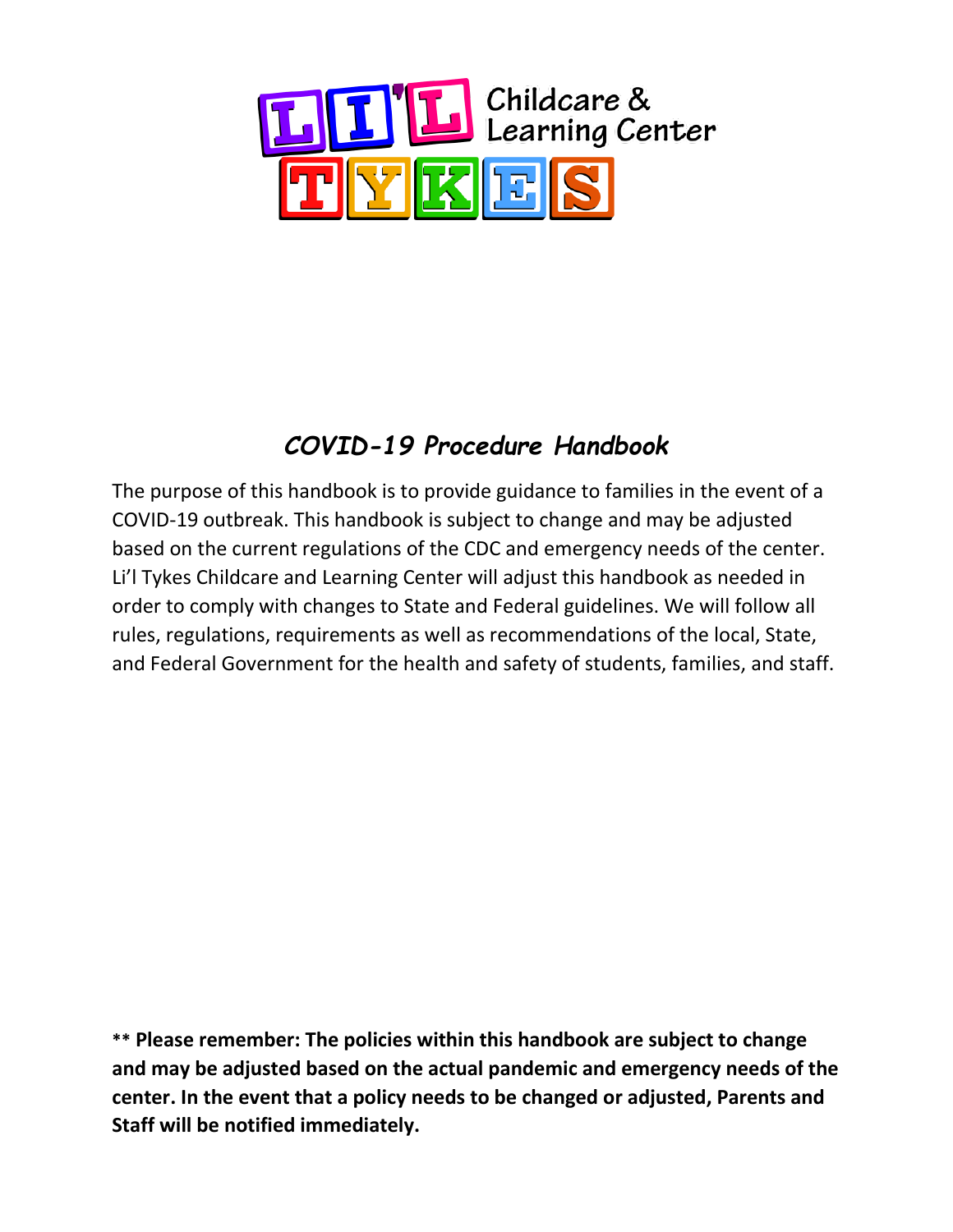LI'L TYKES Childcare & Learning Center

## *COVID-19 Procedure Handbook*

The purpose of this handbook is to provide guidance to families in the event of a COVID-19 outbreak. This handbook is subject to change and may be adjusted based on the current regulations of the CDC and emergency needs of the center. Li'l Tykes Childcare and Learning Center will adjust this handbook as needed in order to comply with changes to State and Federal guidelines. We will follow all rules, regulations, requirements as well as recommendations of the local, State, and Federal Government for the health and safety of students, families, and staff.

**\*\* Please remember: The policies within this handbook are subject to change and may be adjusted based on the actual pandemic and emergency needs of the center. In the event that a policy needs to be changed or adjusted, Parents and Staff will be notified immediately.**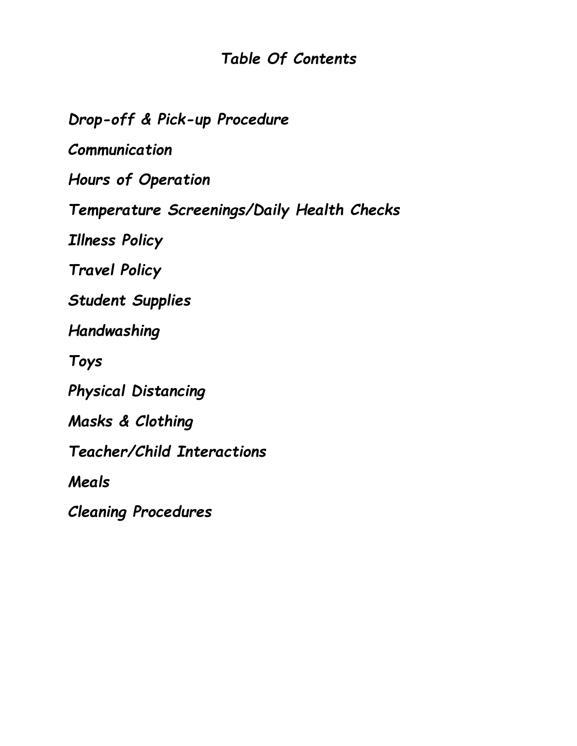# *Table Of Contents*

*Drop-off & Pick-up Procedure*

*Communication*

*Hours of Operation*

*Temperature Screenings/Daily Health Checks*

*Illness Policy*

*Travel Policy*

*Student Supplies*

*Handwashing*

*Toys*

*Physical Distancing*

*Masks & Clothing*

*Teacher/Child Interactions*

*Meals*

*Cleaning Procedures*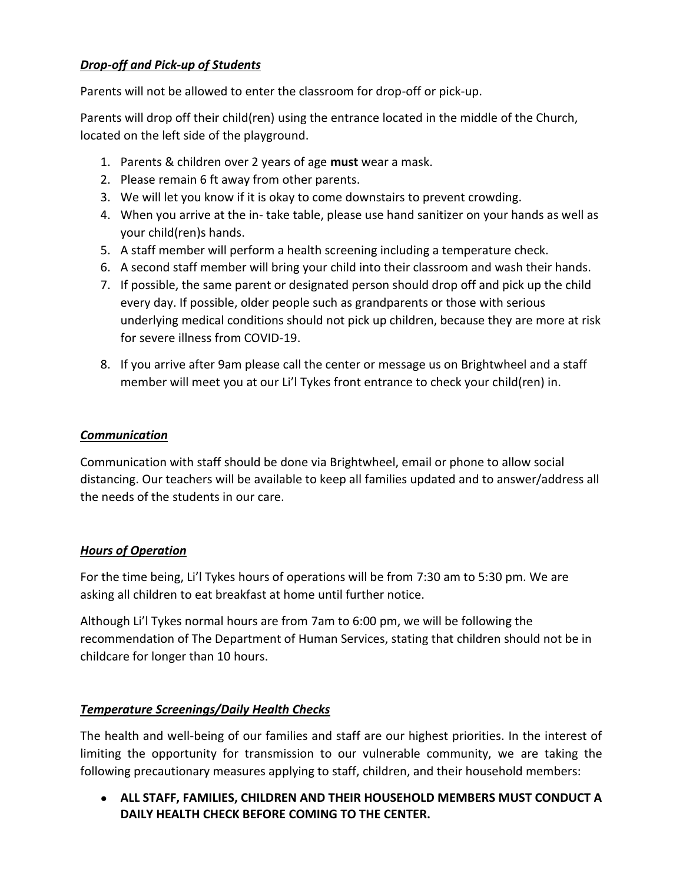***Drop-off and Pick-up of Students***

Parents will not be allowed to enter the classroom for drop-off or pick-up.

Parents will drop off their child(ren) using the entrance located in the middle of the Church, located on the left side of the playground.

1. Parents & children over 2 years of age **must** wear a mask.
2. Please remain 6 ft away from other parents.
3. We will let you know if it is okay to come downstairs to prevent crowding.
4. When you arrive at the in- take table, please use hand sanitizer on your hands as well as your child(ren)s hands.
5. A staff member will perform a health screening including a temperature check.
6. A second staff member will bring your child into their classroom and wash their hands.
7. If possible, the same parent or designated person should drop off and pick up the child every day. If possible, older people such as grandparents or those with serious underlying medical conditions should not pick up children, because they are more at risk for severe illness from COVID-19.
8. If you arrive after 9am please call the center or message us on Brightwheel and a staff member will meet you at our Li'l Tykes front entrance to check your child(ren) in.

***Communication***

Communication with staff should be done via Brightwheel, email or phone to allow social distancing. Our teachers will be available to keep all families updated and to answer/address all the needs of the students in our care.

***Hours of Operation***

For the time being, Li'l Tykes hours of operations will be from 7:30 am to 5:30 pm. We are asking all children to eat breakfast at home until further notice.

Although Li'l Tykes normal hours are from 7am to 6:00 pm, we will be following the recommendation of The Department of Human Services, stating that children should not be in childcare for longer than 10 hours.

***Temperature Screenings/Daily Health Checks***

The health and well-being of our families and staff are our highest priorities. In the interest of limiting the opportunity for transmission to our vulnerable community, we are taking the following precautionary measures applying to staff, children, and their household members:

- **ALL STAFF, FAMILIES, CHILDREN AND THEIR HOUSEHOLD MEMBERS MUST CONDUCT A DAILY HEALTH CHECK BEFORE COMING TO THE CENTER.**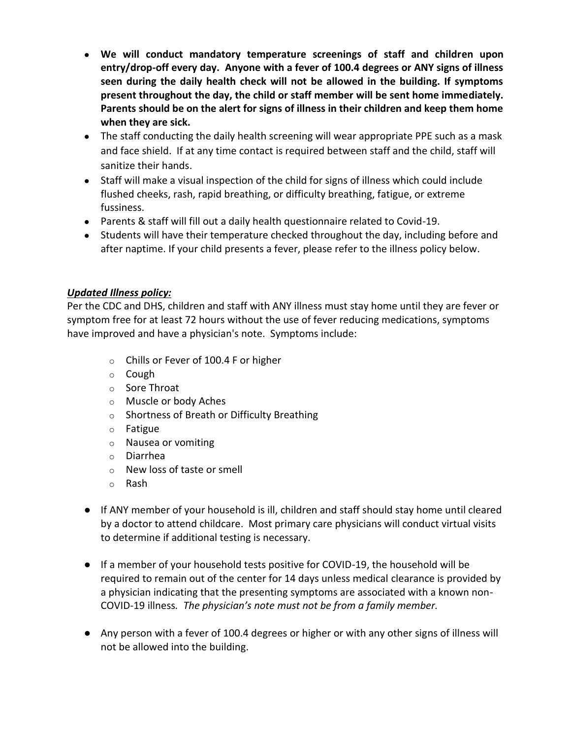- **We will conduct mandatory temperature screenings of staff and children upon entry/drop-off every day. Anyone with a fever of 100.4 degrees or ANY signs of illness seen during the daily health check will not be allowed in the building. If symptoms present throughout the day, the child or staff member will be sent home immediately. Parents should be on the alert for signs of illness in their children and keep them home when they are sick.**
- The staff conducting the daily health screening will wear appropriate PPE such as a mask and face shield. If at any time contact is required between staff and the child, staff will sanitize their hands.
- Staff will make a visual inspection of the child for signs of illness which could include flushed cheeks, rash, rapid breathing, or difficulty breathing, fatigue, or extreme fussiness.
- Parents & staff will fill out a daily health questionnaire related to Covid-19.
- Students will have their temperature checked throughout the day, including before and after naptime. If your child presents a fever, please refer to the illness policy below.

***Updated Illness policy:***

Per the CDC and DHS, children and staff with ANY illness must stay home until they are fever or symptom free for at least 72 hours without the use of fever reducing medications, symptoms have improved and have a physician's note. Symptoms include:

- Chills or Fever of 100.4 F or higher
- Cough
- Sore Throat
- Muscle or body Aches
- Shortness of Breath or Difficulty Breathing
- Fatigue
- Nausea or vomiting
- Diarrhea
- New loss of taste or smell
- Rash

- If ANY member of your household is ill, children and staff should stay home until cleared by a doctor to attend childcare. Most primary care physicians will conduct virtual visits to determine if additional testing is necessary.

- If a member of your household tests positive for COVID-19, the household will be required to remain out of the center for 14 days unless medical clearance is provided by a physician indicating that the presenting symptoms are associated with a known non-COVID-19 illness. *The physician's note must not be from a family member.*

- Any person with a fever of 100.4 degrees or higher or with any other signs of illness will not be allowed into the building.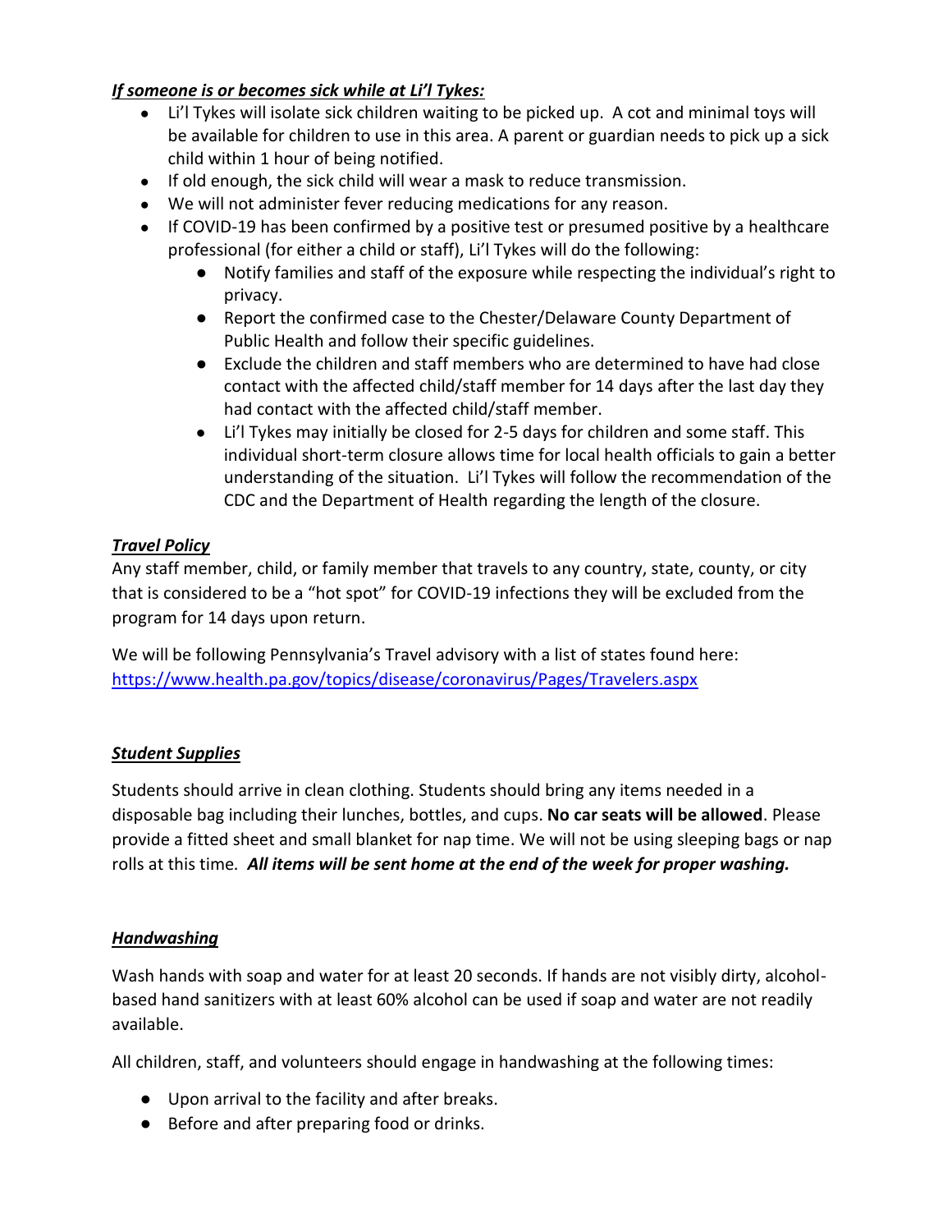***If someone is or becomes sick while at Li'l Tykes:***

- Li'l Tykes will isolate sick children waiting to be picked up. A cot and minimal toys will be available for children to use in this area. A parent or guardian needs to pick up a sick child within 1 hour of being notified.
- If old enough, the sick child will wear a mask to reduce transmission.
- We will not administer fever reducing medications for any reason.
- If COVID-19 has been confirmed by a positive test or presumed positive by a healthcare professional (for either a child or staff), Li'l Tykes will do the following:
  - Notify families and staff of the exposure while respecting the individual's right to privacy.
  - Report the confirmed case to the Chester/Delaware County Department of Public Health and follow their specific guidelines.
  - Exclude the children and staff members who are determined to have had close contact with the affected child/staff member for 14 days after the last day they had contact with the affected child/staff member.
  - Li'l Tykes may initially be closed for 2-5 days for children and some staff. This individual short-term closure allows time for local health officials to gain a better understanding of the situation. Li'l Tykes will follow the recommendation of the CDC and the Department of Health regarding the length of the closure.

***Travel Policy***

Any staff member, child, or family member that travels to any country, state, county, or city that is considered to be a "hot spot" for COVID-19 infections they will be excluded from the program for 14 days upon return.

We will be following Pennsylvania's Travel advisory with a list of states found here: [https://www.health.pa.gov/topics/disease/coronavirus/Pages/Travelers.aspx](https://www.health.pa.gov/topics/disease/coronavirus/Pages/Travelers.aspx)

***Student Supplies***

Students should arrive in clean clothing. Students should bring any items needed in a disposable bag including their lunches, bottles, and cups. **No car seats will be allowed**. Please provide a fitted sheet and small blanket for nap time. We will not be using sleeping bags or nap rolls at this time. ***All items will be sent home at the end of the week for proper washing.***

***Handwashing***

Wash hands with soap and water for at least 20 seconds. If hands are not visibly dirty, alcohol-based hand sanitizers with at least 60% alcohol can be used if soap and water are not readily available.

All children, staff, and volunteers should engage in handwashing at the following times:

- Upon arrival to the facility and after breaks.
- Before and after preparing food or drinks.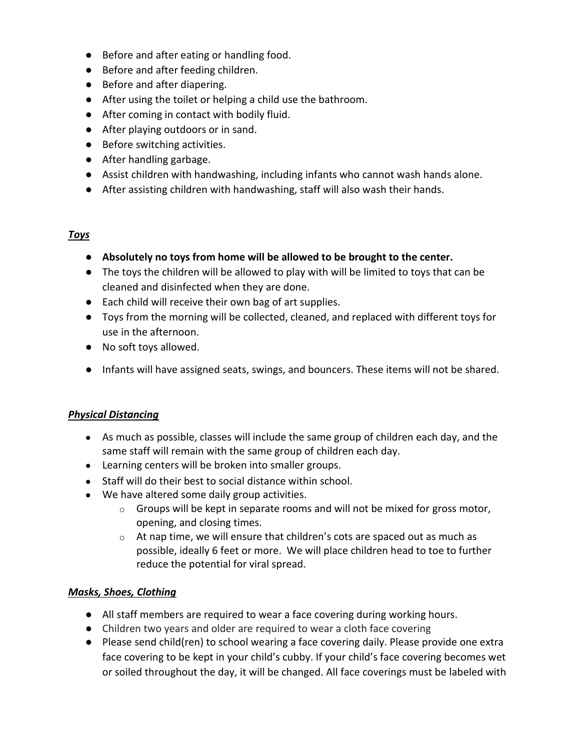- Before and after eating or handling food.
- Before and after feeding children.
- Before and after diapering.
- After using the toilet or helping a child use the bathroom.
- After coming in contact with bodily fluid.
- After playing outdoors or in sand.
- Before switching activities.
- After handling garbage.
- Assist children with handwashing, including infants who cannot wash hands alone.
- After assisting children with handwashing, staff will also wash their hands.

***Toys***

- **Absolutely no toys from home will be allowed to be brought to the center.**
- The toys the children will be allowed to play with will be limited to toys that can be cleaned and disinfected when they are done.
- Each child will receive their own bag of art supplies.
- Toys from the morning will be collected, cleaned, and replaced with different toys for use in the afternoon.
- No soft toys allowed.
- Infants will have assigned seats, swings, and bouncers. These items will not be shared.

***Physical Distancing***

- As much as possible, classes will include the same group of children each day, and the same staff will remain with the same group of children each day.
- Learning centers will be broken into smaller groups.
- Staff will do their best to social distance within school.
- We have altered some daily group activities.
    - Groups will be kept in separate rooms and will not be mixed for gross motor, opening, and closing times.
    - At nap time, we will ensure that children's cots are spaced out as much as possible, ideally 6 feet or more. We will place children head to toe to further reduce the potential for viral spread.

***Masks, Shoes, Clothing***

- All staff members are required to wear a face covering during working hours.
- Children two years and older are required to wear a cloth face covering
- Please send child(ren) to school wearing a face covering daily. Please provide one extra face covering to be kept in your child's cubby. If your child's face covering becomes wet or soiled throughout the day, it will be changed. All face coverings must be labeled with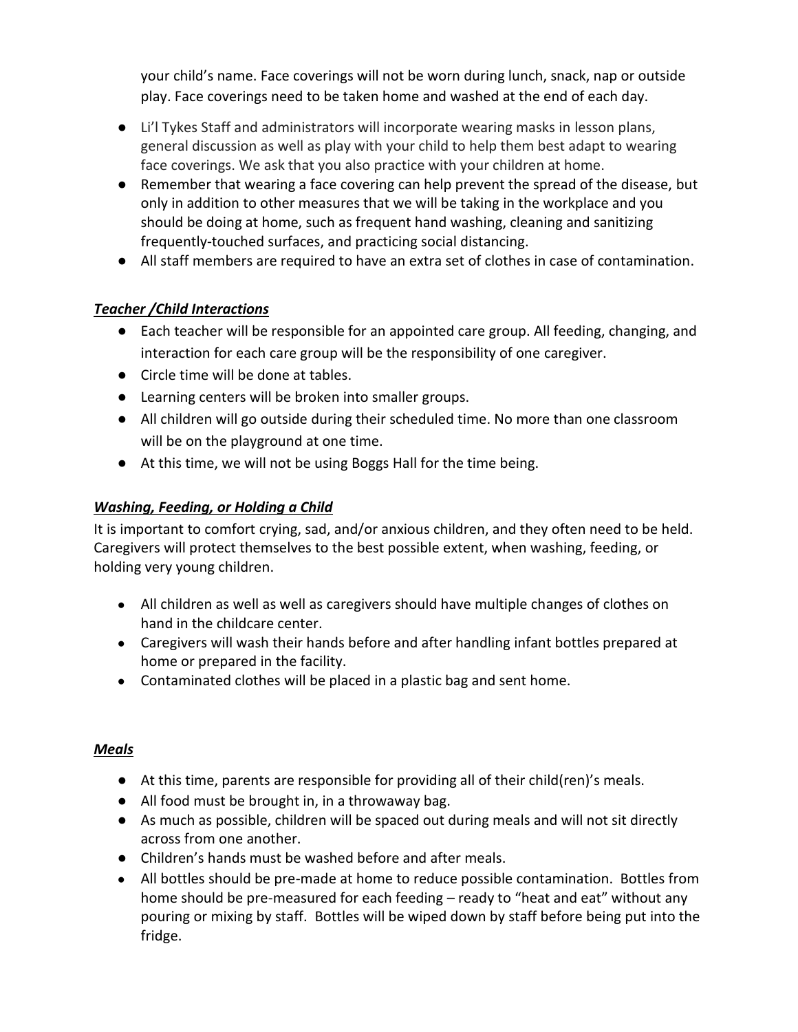your child's name. Face coverings will not be worn during lunch, snack, nap or outside play. Face coverings need to be taken home and washed at the end of each day.

- Li'l Tykes Staff and administrators will incorporate wearing masks in lesson plans, general discussion as well as play with your child to help them best adapt to wearing face coverings. We ask that you also practice with your children at home.
- Remember that wearing a face covering can help prevent the spread of the disease, but only in addition to other measures that we will be taking in the workplace and you should be doing at home, such as frequent hand washing, cleaning and sanitizing frequently-touched surfaces, and practicing social distancing.
- All staff members are required to have an extra set of clothes in case of contamination.

***Teacher /Child Interactions***

- Each teacher will be responsible for an appointed care group. All feeding, changing, and interaction for each care group will be the responsibility of one caregiver.
- Circle time will be done at tables.
- Learning centers will be broken into smaller groups.
- All children will go outside during their scheduled time. No more than one classroom will be on the playground at one time.
- At this time, we will not be using Boggs Hall for the time being.

***Washing, Feeding, or Holding a Child***

It is important to comfort crying, sad, and/or anxious children, and they often need to be held. Caregivers will protect themselves to the best possible extent, when washing, feeding, or holding very young children.

- All children as well as well as caregivers should have multiple changes of clothes on hand in the childcare center.
- Caregivers will wash their hands before and after handling infant bottles prepared at home or prepared in the facility.
- Contaminated clothes will be placed in a plastic bag and sent home.

***Meals***

- At this time, parents are responsible for providing all of their child(ren)'s meals.
- All food must be brought in, in a throwaway bag.
- As much as possible, children will be spaced out during meals and will not sit directly across from one another.
- Children's hands must be washed before and after meals.
- All bottles should be pre-made at home to reduce possible contamination. Bottles from home should be pre-measured for each feeding – ready to "heat and eat" without any pouring or mixing by staff. Bottles will be wiped down by staff before being put into the fridge.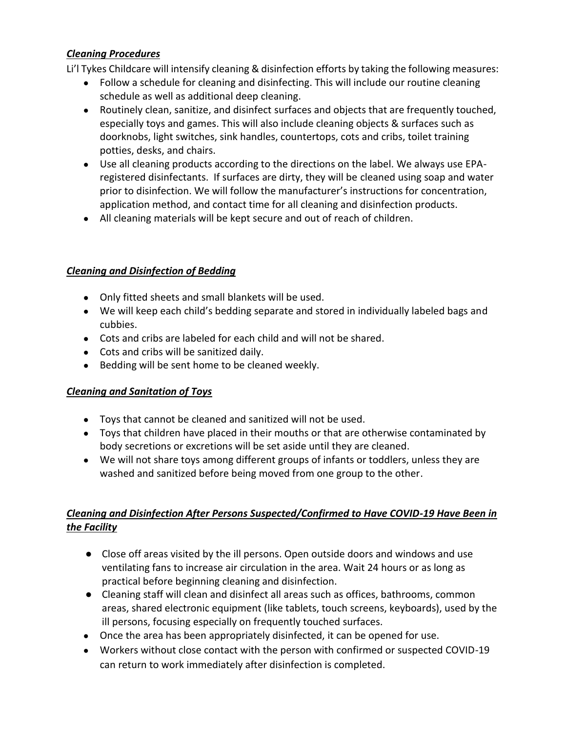***Cleaning Procedures***

Li'l Tykes Childcare will intensify cleaning & disinfection efforts by taking the following measures:

- Follow a schedule for cleaning and disinfecting. This will include our routine cleaning schedule as well as additional deep cleaning.
- Routinely clean, sanitize, and disinfect surfaces and objects that are frequently touched, especially toys and games. This will also include cleaning objects & surfaces such as doorknobs, light switches, sink handles, countertops, cots and cribs, toilet training potties, desks, and chairs.
- Use all cleaning products according to the directions on the label. We always use EPA-registered disinfectants. If surfaces are dirty, they will be cleaned using soap and water prior to disinfection. We will follow the manufacturer's instructions for concentration, application method, and contact time for all cleaning and disinfection products.
- All cleaning materials will be kept secure and out of reach of children.

***Cleaning and Disinfection of Bedding***

- Only fitted sheets and small blankets will be used.
- We will keep each child's bedding separate and stored in individually labeled bags and cubbies.
- Cots and cribs are labeled for each child and will not be shared.
- Cots and cribs will be sanitized daily.
- Bedding will be sent home to be cleaned weekly.

***Cleaning and Sanitation of Toys***

- Toys that cannot be cleaned and sanitized will not be used.
- Toys that children have placed in their mouths or that are otherwise contaminated by body secretions or excretions will be set aside until they are cleaned.
- We will not share toys among different groups of infants or toddlers, unless they are washed and sanitized before being moved from one group to the other.

***Cleaning and Disinfection After Persons Suspected/Confirmed to Have COVID-19 Have Been in the Facility***

- Close off areas visited by the ill persons. Open outside doors and windows and use ventilating fans to increase air circulation in the area. Wait 24 hours or as long as practical before beginning cleaning and disinfection.
- Cleaning staff will clean and disinfect all areas such as offices, bathrooms, common areas, shared electronic equipment (like tablets, touch screens, keyboards), used by the ill persons, focusing especially on frequently touched surfaces.
- Once the area has been appropriately disinfected, it can be opened for use.
- Workers without close contact with the person with confirmed or suspected COVID-19 can return to work immediately after disinfection is completed.